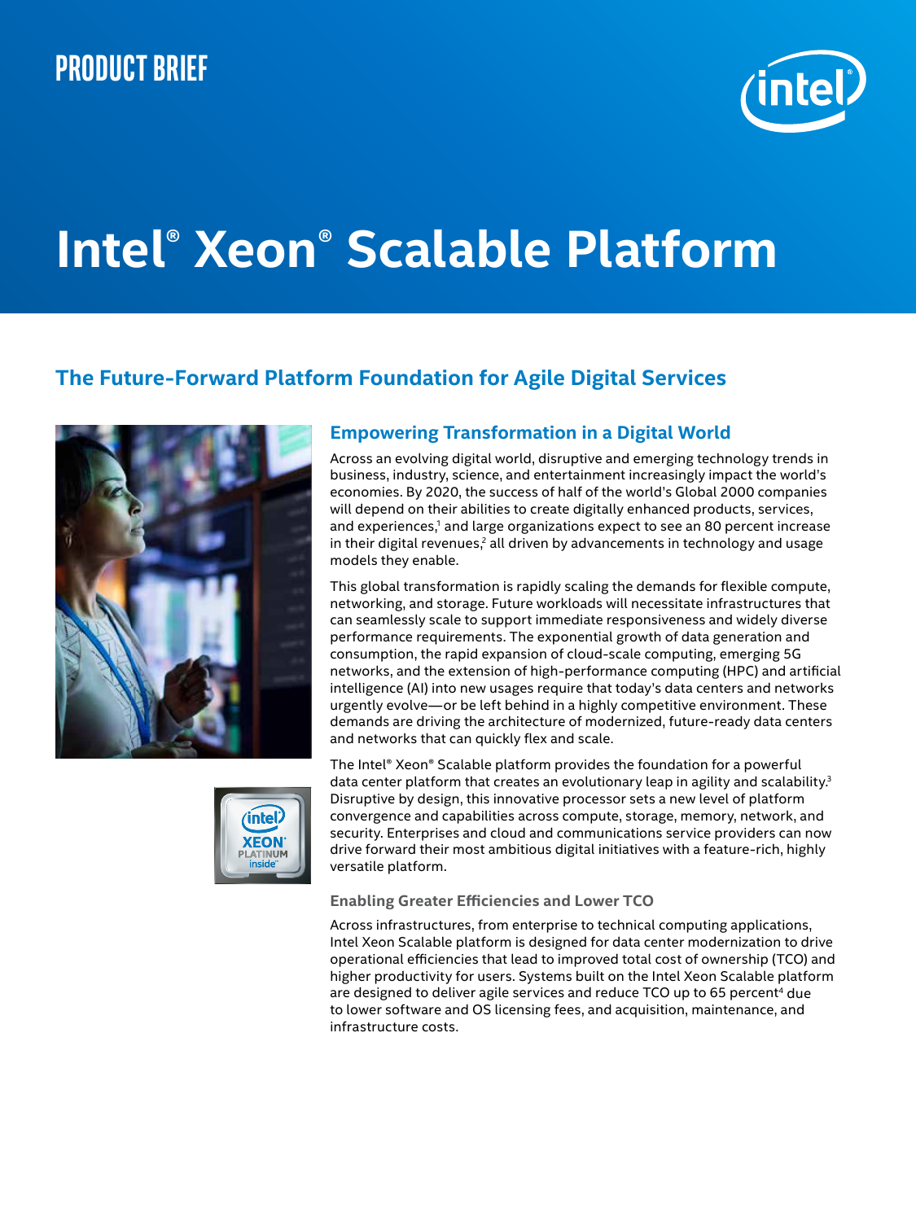PRODUCT BRIEF

# Intel® Xeon® Scalable Platform

## The Future-Forward Platform Foundation for Agile Digital Services

### Empowering Transformation in a Digital World

Across an evolving digital world, disruptive and emerging technology trends in business, industry, science, and entertainment increasingly impact the world's economies. By 2020, the success of half of the world's Global 2000 companies will depend on their abilities to create digitally enhanced products, services, and experiences,[1] and large organizations expect to see an 80 percent increase in their digital revenues,[2] all driven by advancements in technology and usage models they enable.

This global transformation is rapidly scaling the demands for flexible compute, networking, and storage. Future workloads will necessitate infrastructures that can seamlessly scale to support immediate responsiveness and widely diverse performance requirements. The exponential growth of data generation and consumption, the rapid expansion of cloud-scale computing, emerging 5G networks, and the extension of high-performance computing (HPC) and artificial intelligence (AI) into new usages require that today's data centers and networks urgently evolve—or be left behind in a highly competitive environment. These demands are driving the architecture of modernized, future-ready data centers and networks that can quickly flex and scale.

The Intel® Xeon® Scalable platform provides the foundation for a powerful data center platform that creates an evolutionary leap in agility and scalability.[3] Disruptive by design, this innovative processor sets a new level of platform convergence and capabilities across compute, storage, memory, network, and security. Enterprises and cloud and communications service providers can now drive forward their most ambitious digital initiatives with a feature-rich, highly versatile platform.

#### Enabling Greater Efficiencies and Lower TCO

Across infrastructures, from enterprise to technical computing applications, Intel Xeon Scalable platform is designed for data center modernization to drive operational efficiencies that lead to improved total cost of ownership (TCO) and higher productivity for users. Systems built on the Intel Xeon Scalable platform are designed to deliver agile services and reduce TCO up to 65 percent[4] due to lower software and OS licensing fees, and acquisition, maintenance, and infrastructure costs.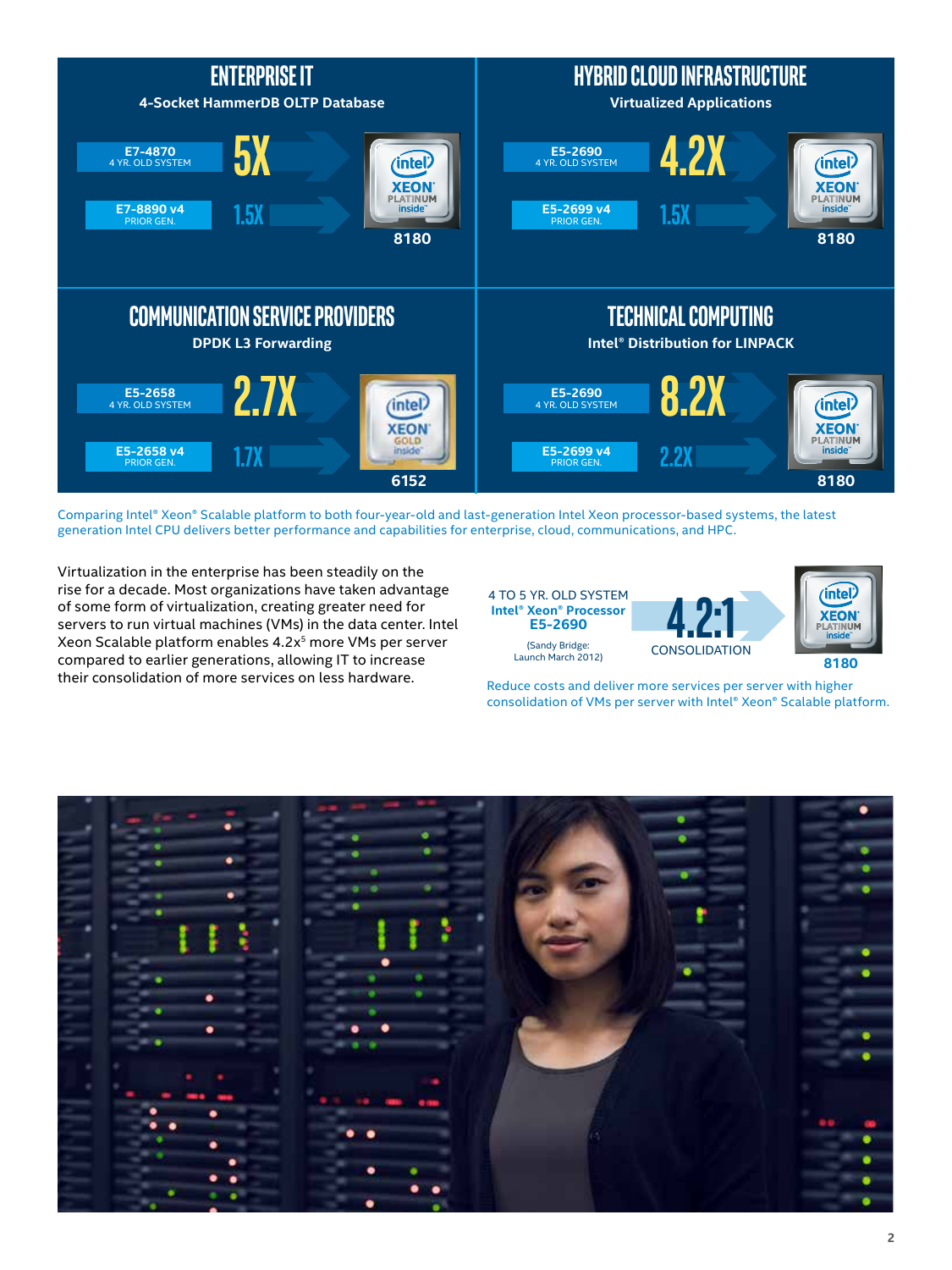## ENTERPRISE IT

**4-Socket HammerDB OLTP Database**

| System | Performance vs. Intel® Xeon® Platinum 8180 |
|---|---|
| E7-4870 (4 YR. OLD SYSTEM) | 5X |
| E7-8890 v4 (PRIOR GEN.) | 1.5X |

## HYBRID CLOUD INFRASTRUCTURE

**Virtualized Applications**

| System | Performance vs. Intel® Xeon® Platinum 8180 |
|---|---|
| E5-2690 (4 YR. OLD SYSTEM) | 4.2X |
| E5-2699 v4 (PRIOR GEN.) | 1.5X |

## COMMUNICATION SERVICE PROVIDERS

**DPDK L3 Forwarding**

| System | Performance vs. Intel® Xeon® Gold 6152 |
|---|---|
| E5-2658 (4 YR. OLD SYSTEM) | 2.7X |
| E5-2658 v4 (PRIOR GEN.) | 1.7X |

## TECHNICAL COMPUTING

**Intel® Distribution for LINPACK**

| System | Performance vs. Intel® Xeon® Platinum 8180 |
|---|---|
| E5-2690 (4 YR. OLD SYSTEM) | 8.2X |
| E5-2699 v4 (PRIOR GEN.) | 2.2X |

Comparing Intel® Xeon® Scalable platform to both four-year-old and last-generation Intel Xeon processor-based systems, the latest generation Intel CPU delivers better performance and capabilities for enterprise, cloud, communications, and HPC.

Virtualization in the enterprise has been steadily on the rise for a decade. Most organizations have taken advantage of some form of virtualization, creating greater need for servers to run virtual machines (VMs) in the data center. Intel Xeon Scalable platform enables 4.2x[5] more VMs per server compared to earlier generations, allowing IT to increase their consolidation of more services on less hardware.

4 TO 5 YR. OLD SYSTEM
**Intel® Xeon® Processor E5-2690**
(Sandy Bridge: Launch March 2012)

**4.2:1** CONSOLIDATION — Intel® Xeon® Platinum **8180**

Reduce costs and deliver more services per server with higher consolidation of VMs per server with Intel® Xeon® Scalable platform.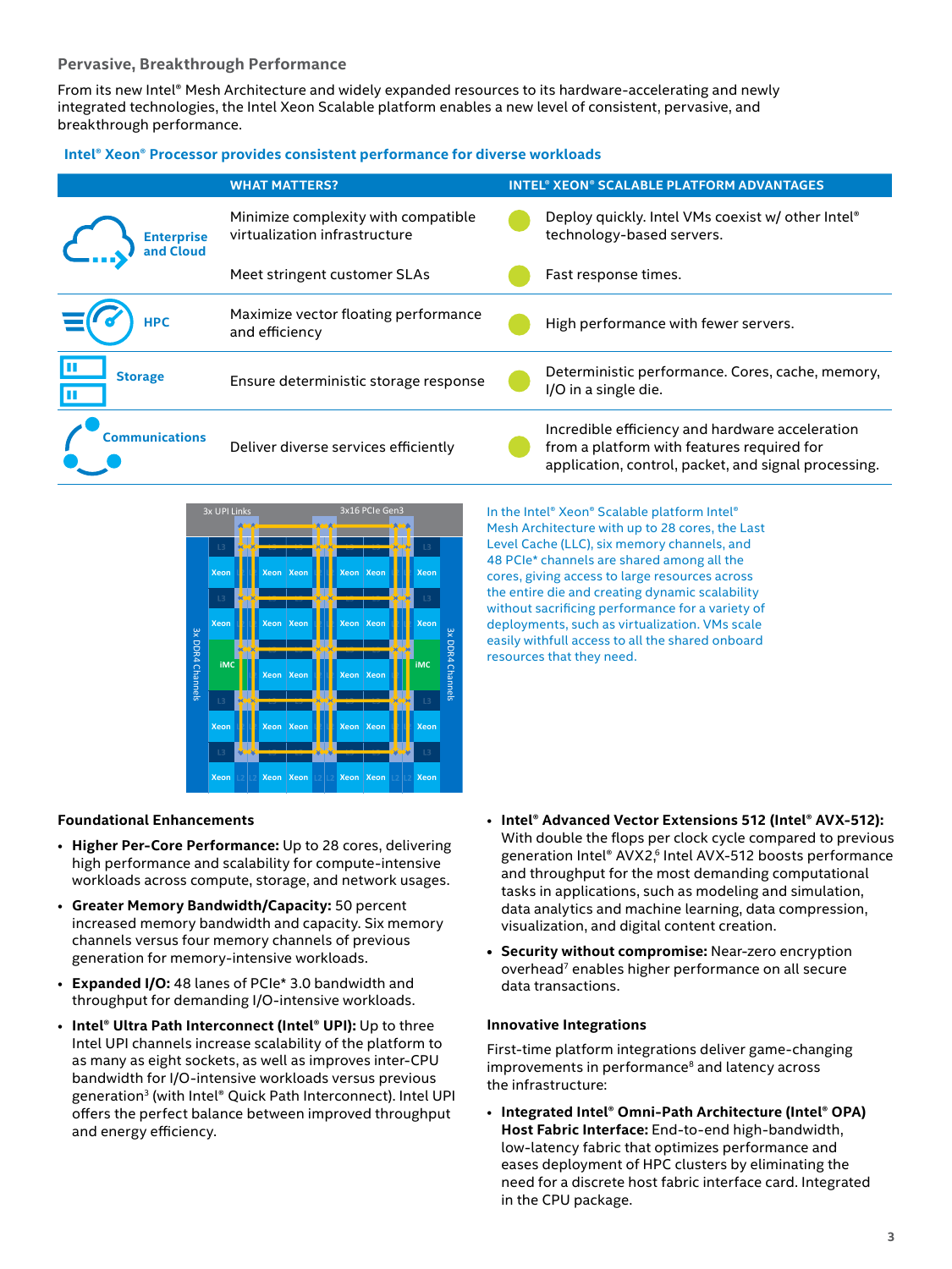## Pervasive, Breakthrough Performance

From its new Intel® Mesh Architecture and widely expanded resources to its hardware-accelerating and newly integrated technologies, the Intel Xeon Scalable platform enables a new level of consistent, pervasive, and breakthrough performance.

**Intel® Xeon® Processor provides consistent performance for diverse workloads**

| | WHAT MATTERS? | INTEL® XEON® SCALABLE PLATFORM ADVANTAGES |
|---|---|---|
| Enterprise and Cloud | Minimize complexity with compatible virtualization infrastructure | Deploy quickly. Intel VMs coexist w/ other Intel® technology-based servers. |
| | Meet stringent customer SLAs | Fast response times. |
| HPC | Maximize vector floating performance and efficiency | High performance with fewer servers. |
| Storage | Ensure deterministic storage response | Deterministic performance. Cores, cache, memory, I/O in a single die. |
| Communications | Deliver diverse services efficiently | Incredible efficiency and hardware acceleration from a platform with features required for application, control, packet, and signal processing. |

In the Intel® Xeon® Scalable platform Intel® Mesh Architecture with up to 28 cores, the Last Level Cache (LLC), six memory channels, and 48 PCIe* channels are shared among all the cores, giving access to large resources across the entire die and creating dynamic scalability without sacrificing performance for a variety of deployments, such as virtualization. VMs scale easily withfull access to all the shared onboard resources that they need.

### Foundational Enhancements

- **Higher Per-Core Performance:** Up to 28 cores, delivering high performance and scalability for compute-intensive workloads across compute, storage, and network usages.
- **Greater Memory Bandwidth/Capacity:** 50 percent increased memory bandwidth and capacity. Six memory channels versus four memory channels of previous generation for memory-intensive workloads.
- **Expanded I/O:** 48 lanes of PCIe* 3.0 bandwidth and throughput for demanding I/O-intensive workloads.
- **Intel® Ultra Path Interconnect (Intel® UPI):** Up to three Intel UPI channels increase scalability of the platform to as many as eight sockets, as well as improves inter-CPU bandwidth for I/O-intensive workloads versus previous generation[3] (with Intel® Quick Path Interconnect). Intel UPI offers the perfect balance between improved throughput and energy efficiency.
- **Intel® Advanced Vector Extensions 512 (Intel® AVX-512):** With double the flops per clock cycle compared to previous generation Intel® AVX2,[6] Intel AVX-512 boosts performance and throughput for the most demanding computational tasks in applications, such as modeling and simulation, data analytics and machine learning, data compression, visualization, and digital content creation.
- **Security without compromise:** Near-zero encryption overhead[7] enables higher performance on all secure data transactions.

### Innovative Integrations

First-time platform integrations deliver game-changing improvements in performance[8] and latency across the infrastructure:

- **Integrated Intel® Omni-Path Architecture (Intel® OPA) Host Fabric Interface:** End-to-end high-bandwidth, low-latency fabric that optimizes performance and eases deployment of HPC clusters by eliminating the need for a discrete host fabric interface card. Integrated in the CPU package.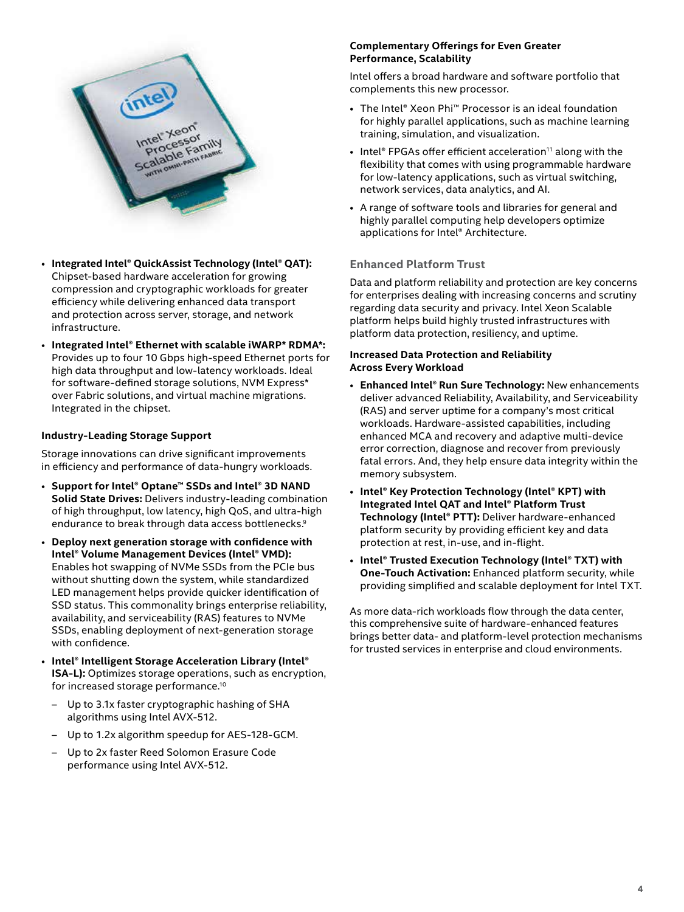- **Integrated Intel® QuickAssist Technology (Intel® QAT):** Chipset-based hardware acceleration for growing compression and cryptographic workloads for greater efficiency while delivering enhanced data transport and protection across server, storage, and network infrastructure.
- **Integrated Intel® Ethernet with scalable iWARP* RDMA*:** Provides up to four 10 Gbps high-speed Ethernet ports for high data throughput and low-latency workloads. Ideal for software-defined storage solutions, NVM Express* over Fabric solutions, and virtual machine migrations. Integrated in the chipset.

#### Industry-Leading Storage Support

Storage innovations can drive significant improvements in efficiency and performance of data-hungry workloads.

- **Support for Intel® Optane™ SSDs and Intel® 3D NAND Solid State Drives:** Delivers industry-leading combination of high throughput, low latency, high QoS, and ultra-high endurance to break through data access bottlenecks.[9]
- **Deploy next generation storage with confidence with Intel® Volume Management Devices (Intel® VMD):** Enables hot swapping of NVMe SSDs from the PCIe bus without shutting down the system, while standardized LED management helps provide quicker identification of SSD status. This commonality brings enterprise reliability, availability, and serviceability (RAS) features to NVMe SSDs, enabling deployment of next-generation storage with confidence.
- **Intel® Intelligent Storage Acceleration Library (Intel® ISA-L):** Optimizes storage operations, such as encryption, for increased storage performance.[10]
  - Up to 3.1x faster cryptographic hashing of SHA algorithms using Intel AVX-512.
  - Up to 1.2x algorithm speedup for AES-128-GCM.
  - Up to 2x faster Reed Solomon Erasure Code performance using Intel AVX-512.

#### Complementary Offerings for Even Greater Performance, Scalability

Intel offers a broad hardware and software portfolio that complements this new processor.

- The Intel® Xeon Phi™ Processor is an ideal foundation for highly parallel applications, such as machine learning training, simulation, and visualization.
- Intel® FPGAs offer efficient acceleration[11] along with the flexibility that comes with using programmable hardware for low-latency applications, such as virtual switching, network services, data analytics, and AI.
- A range of software tools and libraries for general and highly parallel computing help developers optimize applications for Intel® Architecture.

### Enhanced Platform Trust

Data and platform reliability and protection are key concerns for enterprises dealing with increasing concerns and scrutiny regarding data security and privacy. Intel Xeon Scalable platform helps build highly trusted infrastructures with platform data protection, resiliency, and uptime.

#### Increased Data Protection and Reliability Across Every Workload

- **Enhanced Intel® Run Sure Technology:** New enhancements deliver advanced Reliability, Availability, and Serviceability (RAS) and server uptime for a company's most critical workloads. Hardware-assisted capabilities, including enhanced MCA and recovery and adaptive multi-device error correction, diagnose and recover from previously fatal errors. And, they help ensure data integrity within the memory subsystem.
- **Intel® Key Protection Technology (Intel® KPT) with Integrated Intel QAT and Intel® Platform Trust Technology (Intel® PTT):** Deliver hardware-enhanced platform security by providing efficient key and data protection at rest, in-use, and in-flight.
- **Intel® Trusted Execution Technology (Intel® TXT) with One-Touch Activation:** Enhanced platform security, while providing simplified and scalable deployment for Intel TXT.

As more data-rich workloads flow through the data center, this comprehensive suite of hardware-enhanced features brings better data- and platform-level protection mechanisms for trusted services in enterprise and cloud environments.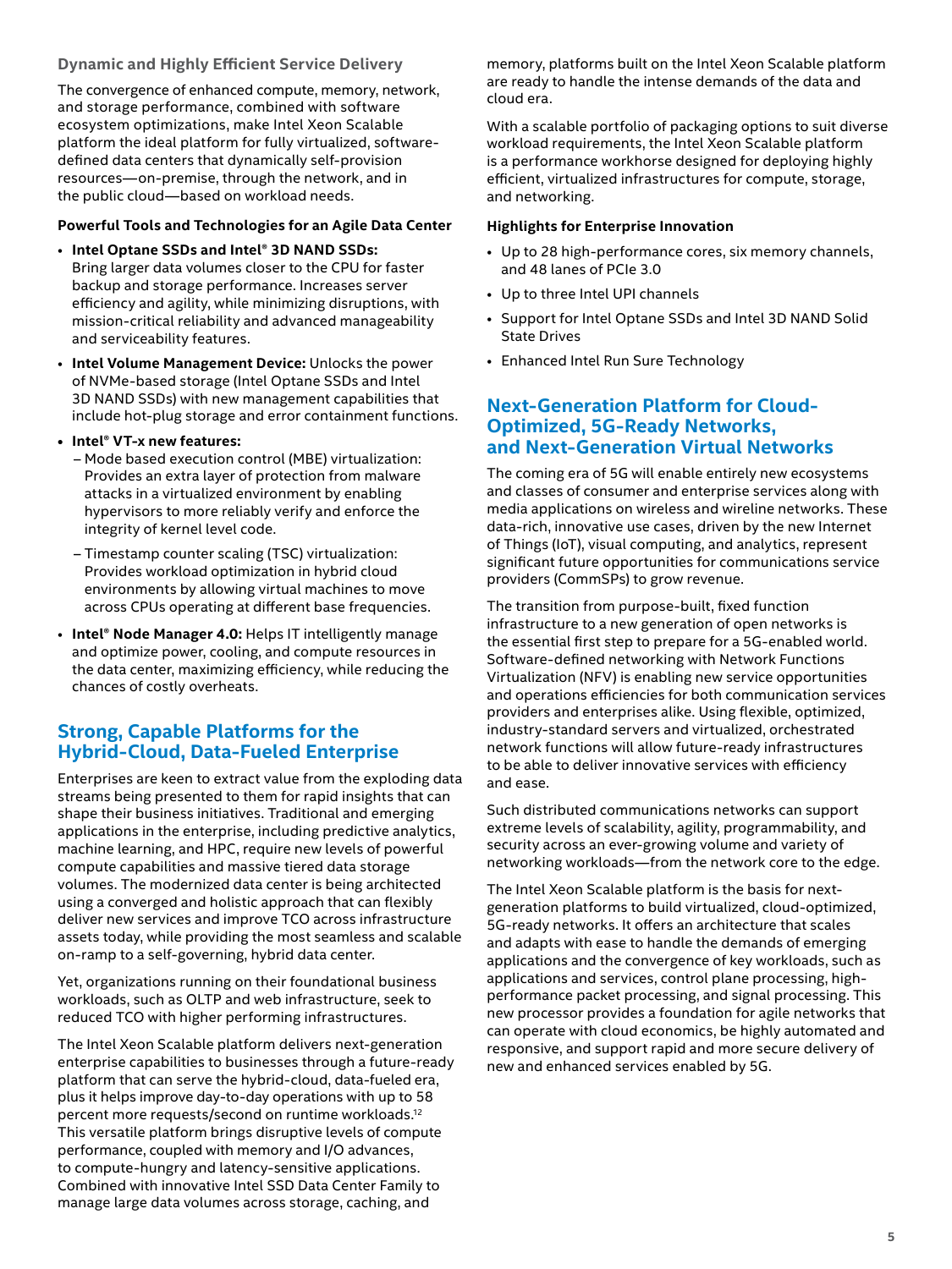### Dynamic and Highly Efficient Service Delivery

The convergence of enhanced compute, memory, network, and storage performance, combined with software ecosystem optimizations, make Intel Xeon Scalable platform the ideal platform for fully virtualized, software-defined data centers that dynamically self-provision resources—on-premise, through the network, and in the public cloud—based on workload needs.

**Powerful Tools and Technologies for an Agile Data Center**

- **Intel Optane SSDs and Intel® 3D NAND SSDs:** Bring larger data volumes closer to the CPU for faster backup and storage performance. Increases server efficiency and agility, while minimizing disruptions, with mission-critical reliability and advanced manageability and serviceability features.
- **Intel Volume Management Device:** Unlocks the power of NVMe-based storage (Intel Optane SSDs and Intel 3D NAND SSDs) with new management capabilities that include hot-plug storage and error containment functions.
- **Intel® VT-x new features:**
  - Mode based execution control (MBE) virtualization: Provides an extra layer of protection from malware attacks in a virtualized environment by enabling hypervisors to more reliably verify and enforce the integrity of kernel level code.
  - Timestamp counter scaling (TSC) virtualization: Provides workload optimization in hybrid cloud environments by allowing virtual machines to move across CPUs operating at different base frequencies.
- **Intel® Node Manager 4.0:** Helps IT intelligently manage and optimize power, cooling, and compute resources in the data center, maximizing efficiency, while reducing the chances of costly overheats.

## Strong, Capable Platforms for the Hybrid-Cloud, Data-Fueled Enterprise

Enterprises are keen to extract value from the exploding data streams being presented to them for rapid insights that can shape their business initiatives. Traditional and emerging applications in the enterprise, including predictive analytics, machine learning, and HPC, require new levels of powerful compute capabilities and massive tiered data storage volumes. The modernized data center is being architected using a converged and holistic approach that can flexibly deliver new services and improve TCO across infrastructure assets today, while providing the most seamless and scalable on-ramp to a self-governing, hybrid data center.

Yet, organizations running on their foundational business workloads, such as OLTP and web infrastructure, seek to reduced TCO with higher performing infrastructures.

The Intel Xeon Scalable platform delivers next-generation enterprise capabilities to businesses through a future-ready platform that can serve the hybrid-cloud, data-fueled era, plus it helps improve day-to-day operations with up to 58 percent more requests/second on runtime workloads.[12] This versatile platform brings disruptive levels of compute performance, coupled with memory and I/O advances, to compute-hungry and latency-sensitive applications. Combined with innovative Intel SSD Data Center Family to manage large data volumes across storage, caching, and memory, platforms built on the Intel Xeon Scalable platform are ready to handle the intense demands of the data and cloud era.

With a scalable portfolio of packaging options to suit diverse workload requirements, the Intel Xeon Scalable platform is a performance workhorse designed for deploying highly efficient, virtualized infrastructures for compute, storage, and networking.

**Highlights for Enterprise Innovation**

- Up to 28 high-performance cores, six memory channels, and 48 lanes of PCIe 3.0
- Up to three Intel UPI channels
- Support for Intel Optane SSDs and Intel 3D NAND Solid State Drives
- Enhanced Intel Run Sure Technology

## Next-Generation Platform for Cloud-Optimized, 5G-Ready Networks, and Next-Generation Virtual Networks

The coming era of 5G will enable entirely new ecosystems and classes of consumer and enterprise services along with media applications on wireless and wireline networks. These data-rich, innovative use cases, driven by the new Internet of Things (IoT), visual computing, and analytics, represent significant future opportunities for communications service providers (CommSPs) to grow revenue.

The transition from purpose-built, fixed function infrastructure to a new generation of open networks is the essential first step to prepare for a 5G-enabled world. Software-defined networking with Network Functions Virtualization (NFV) is enabling new service opportunities and operations efficiencies for both communication services providers and enterprises alike. Using flexible, optimized, industry-standard servers and virtualized, orchestrated network functions will allow future-ready infrastructures to be able to deliver innovative services with efficiency and ease.

Such distributed communications networks can support extreme levels of scalability, agility, programmability, and security across an ever-growing volume and variety of networking workloads—from the network core to the edge.

The Intel Xeon Scalable platform is the basis for next-generation platforms to build virtualized, cloud-optimized, 5G-ready networks. It offers an architecture that scales and adapts with ease to handle the demands of emerging applications and the convergence of key workloads, such as applications and services, control plane processing, high-performance packet processing, and signal processing. This new processor provides a foundation for agile networks that can operate with cloud economics, be highly automated and responsive, and support rapid and more secure delivery of new and enhanced services enabled by 5G.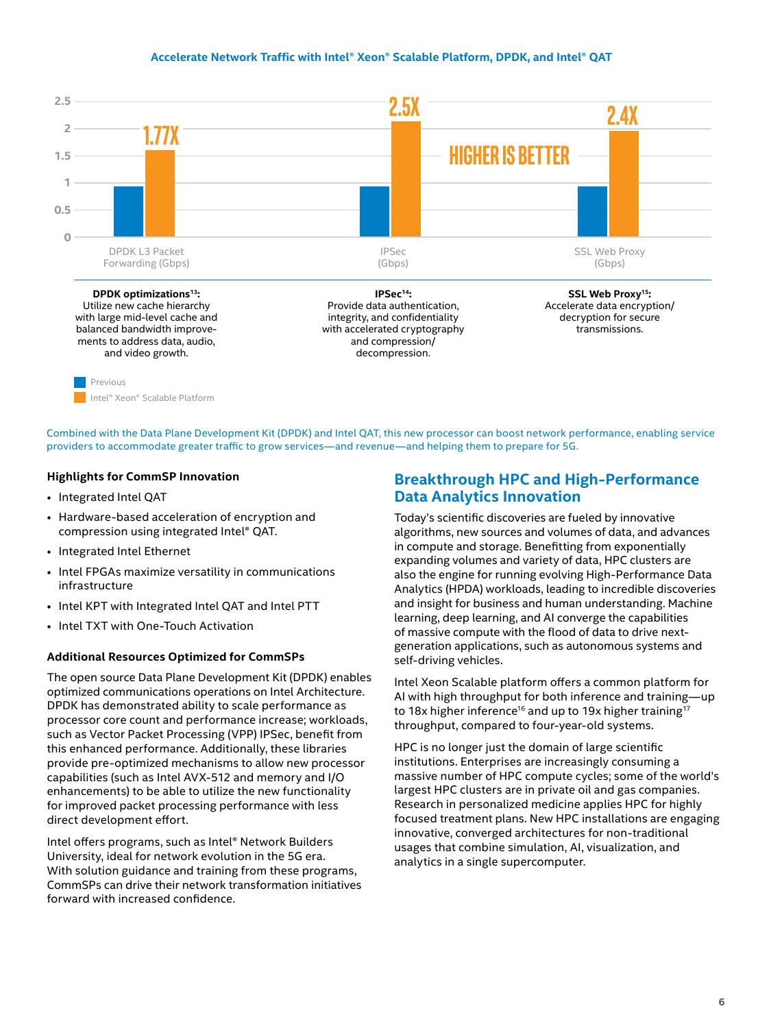**Accelerate Network Traffic with Intel® Xeon® Scalable Platform, DPDK, and Intel® QAT**

| | Previous | Intel® Xeon® Scalable Platform |
|---|---|---|
| DPDK L3 Packet Forwarding (Gbps) | | 1.77X |
| IPSec (Gbps) | | 2.5X |
| SSL Web Proxy (Gbps) | | 2.4X |

HIGHER IS BETTER

**DPDK optimizations**[13]**:** Utilize new cache hierarchy with large mid-level cache and balanced bandwidth improvements to address data, audio, and video growth.

**IPSec**[14]**:** Provide data authentication, integrity, and confidentiality with accelerated cryptography and compression/decompression.

**SSL Web Proxy**[15]**:** Accelerate data encryption/decryption for secure transmissions.

Combined with the Data Plane Development Kit (DPDK) and Intel QAT, this new processor can boost network performance, enabling service providers to accommodate greater traffic to grow services—and revenue—and helping them to prepare for 5G.

#### Highlights for CommSP Innovation

- Integrated Intel QAT
- Hardware-based acceleration of encryption and compression using integrated Intel® QAT.
- Integrated Intel Ethernet
- Intel FPGAs maximize versatility in communications infrastructure
- Intel KPT with Integrated Intel QAT and Intel PTT
- Intel TXT with One-Touch Activation

#### Additional Resources Optimized for CommSPs

The open source Data Plane Development Kit (DPDK) enables optimized communications operations on Intel Architecture. DPDK has demonstrated ability to scale performance as processor core count and performance increase; workloads, such as Vector Packet Processing (VPP) IPSec, benefit from this enhanced performance. Additionally, these libraries provide pre-optimized mechanisms to allow new processor capabilities (such as Intel AVX-512 and memory and I/O enhancements) to be able to utilize the new functionality for improved packet processing performance with less direct development effort.

Intel offers programs, such as Intel® Network Builders University, ideal for network evolution in the 5G era. With solution guidance and training from these programs, CommSPs can drive their network transformation initiatives forward with increased confidence.

## Breakthrough HPC and High-Performance Data Analytics Innovation

Today's scientific discoveries are fueled by innovative algorithms, new sources and volumes of data, and advances in compute and storage. Benefitting from exponentially expanding volumes and variety of data, HPC clusters are also the engine for running evolving High-Performance Data Analytics (HPDA) workloads, leading to incredible discoveries and insight for business and human understanding. Machine learning, deep learning, and AI converge the capabilities of massive compute with the flood of data to drive next-generation applications, such as autonomous systems and self-driving vehicles.

Intel Xeon Scalable platform offers a common platform for AI with high throughput for both inference and training—up to 18x higher inference[16] and up to 19x higher training[17] throughput, compared to four-year-old systems.

HPC is no longer just the domain of large scientific institutions. Enterprises are increasingly consuming a massive number of HPC compute cycles; some of the world's largest HPC clusters are in private oil and gas companies. Research in personalized medicine applies HPC for highly focused treatment plans. New HPC installations are engaging innovative, converged architectures for non-traditional usages that combine simulation, AI, visualization, and analytics in a single supercomputer.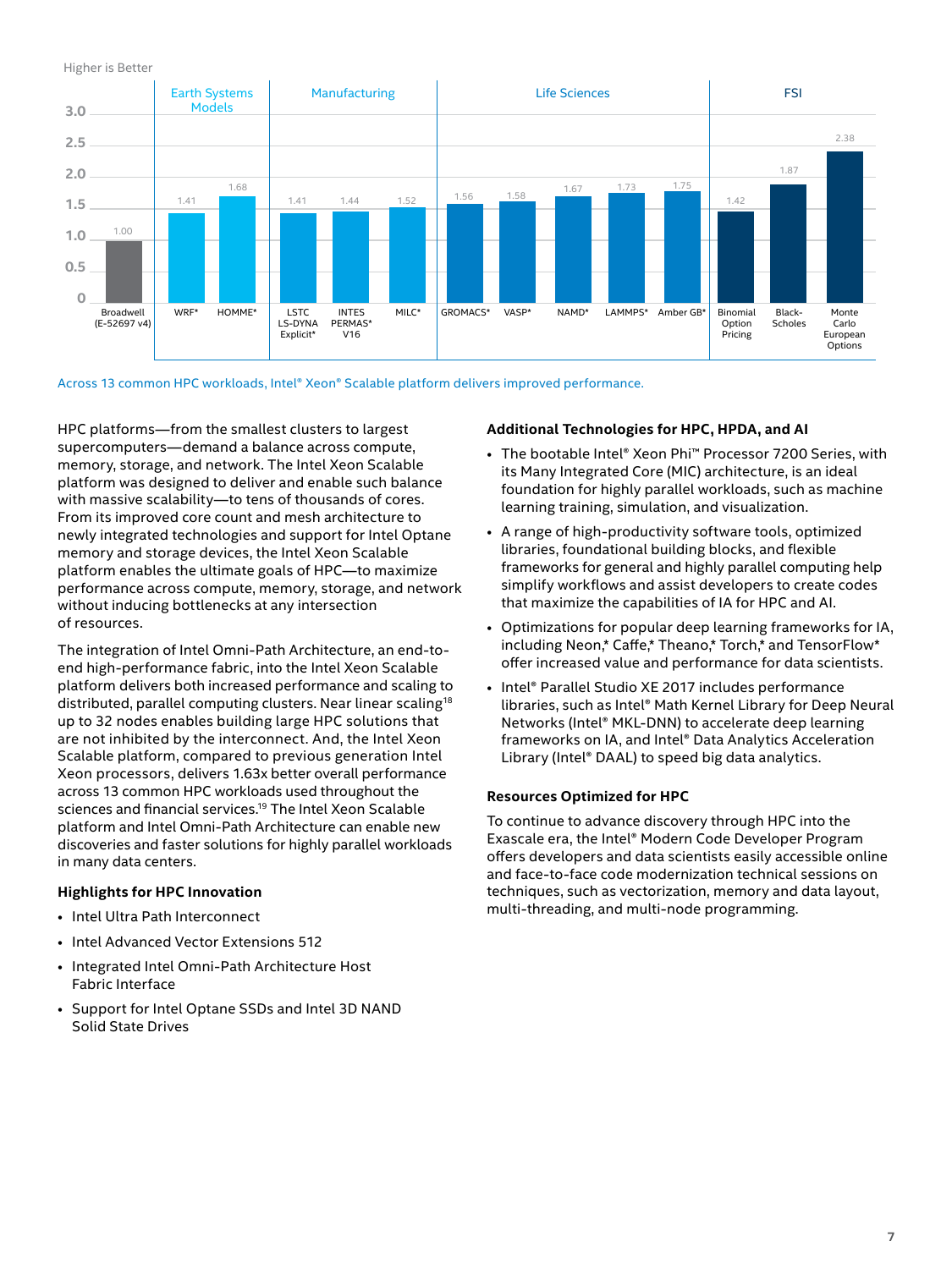Higher is Better

| Category | Workload | Relative Performance |
|---|---|---|
| | Broadwell (E-52697 v4) | 1.00 |
| Earth Systems Models | WRF* | 1.41 |
| Earth Systems Models | HOMME* | 1.68 |
| Manufacturing | LSTC LS-DYNA Explicit* | 1.41 |
| Manufacturing | INTES PERMAS* V16 | 1.44 |
| Manufacturing | MILC* | 1.52 |
| Life Sciences | GROMACS* | 1.56 |
| Life Sciences | VASP* | 1.58 |
| Life Sciences | NAMD* | 1.67 |
| Life Sciences | LAMMPS* | 1.73 |
| Life Sciences | Amber GB* | 1.75 |
| FSI | Binomial Option Pricing | 1.42 |
| FSI | Black-Scholes | 1.87 |
| FSI | Monte Carlo European Options | 2.38 |

Across 13 common HPC workloads, Intel® Xeon® Scalable platform delivers improved performance.

HPC platforms—from the smallest clusters to largest supercomputers—demand a balance across compute, memory, storage, and network. The Intel Xeon Scalable platform was designed to deliver and enable such balance with massive scalability—to tens of thousands of cores. From its improved core count and mesh architecture to newly integrated technologies and support for Intel Optane memory and storage devices, the Intel Xeon Scalable platform enables the ultimate goals of HPC—to maximize performance across compute, memory, storage, and network without inducing bottlenecks at any intersection of resources.

The integration of Intel Omni-Path Architecture, an end-to-end high-performance fabric, into the Intel Xeon Scalable platform delivers both increased performance and scaling to distributed, parallel computing clusters. Near linear scaling[18] up to 32 nodes enables building large HPC solutions that are not inhibited by the interconnect. And, the Intel Xeon Scalable platform, compared to previous generation Intel Xeon processors, delivers 1.63x better overall performance across 13 common HPC workloads used throughout the sciences and financial services.[19] The Intel Xeon Scalable platform and Intel Omni-Path Architecture can enable new discoveries and faster solutions for highly parallel workloads in many data centers.

### Highlights for HPC Innovation

- Intel Ultra Path Interconnect
- Intel Advanced Vector Extensions 512
- Integrated Intel Omni-Path Architecture Host Fabric Interface
- Support for Intel Optane SSDs and Intel 3D NAND Solid State Drives

### Additional Technologies for HPC, HPDA, and AI

- The bootable Intel® Xeon Phi™ Processor 7200 Series, with its Many Integrated Core (MIC) architecture, is an ideal foundation for highly parallel workloads, such as machine learning training, simulation, and visualization.
- A range of high-productivity software tools, optimized libraries, foundational building blocks, and flexible frameworks for general and highly parallel computing help simplify workflows and assist developers to create codes that maximize the capabilities of IA for HPC and AI.
- Optimizations for popular deep learning frameworks for IA, including Neon,* Caffe,* Theano,* Torch,* and TensorFlow* offer increased value and performance for data scientists.
- Intel® Parallel Studio XE 2017 includes performance libraries, such as Intel® Math Kernel Library for Deep Neural Networks (Intel® MKL-DNN) to accelerate deep learning frameworks on IA, and Intel® Data Analytics Acceleration Library (Intel® DAAL) to speed big data analytics.

### Resources Optimized for HPC

To continue to advance discovery through HPC into the Exascale era, the Intel® Modern Code Developer Program offers developers and data scientists easily accessible online and face-to-face code modernization technical sessions on techniques, such as vectorization, memory and data layout, multi-threading, and multi-node programming.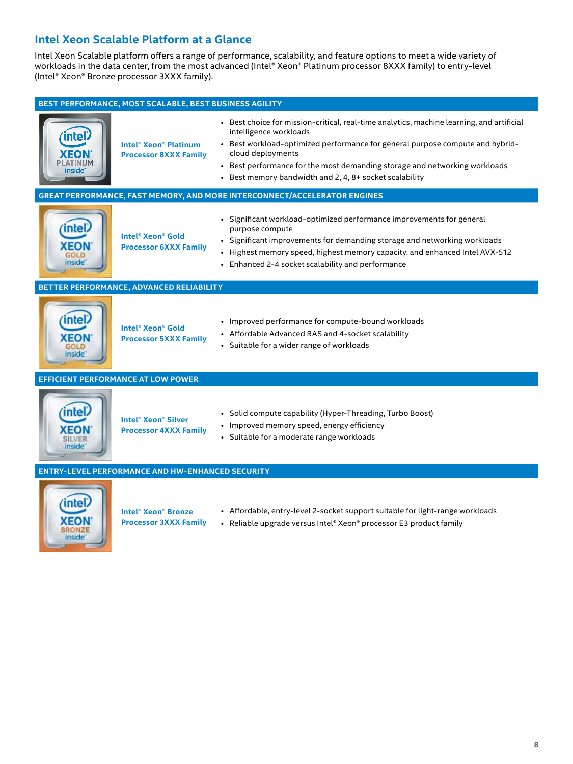## Intel Xeon Scalable Platform at a Glance

Intel Xeon Scalable platform offers a range of performance, scalability, and feature options to meet a wide variety of workloads in the data center, from the most advanced (Intel® Xeon® Platinum processor 8XXX family) to entry-level (Intel® Xeon® Bronze processor 3XXX family).

### BEST PERFORMANCE, MOST SCALABLE, BEST BUSINESS AGILITY

**Intel® Xeon® Platinum Processor 8XXX Family**

- Best choice for mission-critical, real-time analytics, machine learning, and artificial intelligence workloads
- Best workload-optimized performance for general purpose compute and hybrid-cloud deployments
- Best performance for the most demanding storage and networking workloads
- Best memory bandwidth and 2, 4, 8+ socket scalability

### GREAT PERFORMANCE, FAST MEMORY, AND MORE INTERCONNECT/ACCELERATOR ENGINES

**Intel® Xeon® Gold Processor 6XXX Family**

- Significant workload-optimized performance improvements for general purpose compute
- Significant improvements for demanding storage and networking workloads
- Highest memory speed, highest memory capacity, and enhanced Intel AVX-512
- Enhanced 2-4 socket scalability and performance

### BETTER PERFORMANCE, ADVANCED RELIABILITY

**Intel® Xeon® Gold Processor 5XXX Family**

- Improved performance for compute-bound workloads
- Affordable Advanced RAS and 4-socket scalability
- Suitable for a wider range of workloads

### EFFICIENT PERFORMANCE AT LOW POWER

**Intel® Xeon® Silver Processor 4XXX Family**

- Solid compute capability (Hyper-Threading, Turbo Boost)
- Improved memory speed, energy efficiency
- Suitable for a moderate range workloads

### ENTRY-LEVEL PERFORMANCE AND HW-ENHANCED SECURITY

**Intel® Xeon® Bronze Processor 3XXX Family**

- Affordable, entry-level 2-socket support suitable for light-range workloads
- Reliable upgrade versus Intel® Xeon® processor E3 product family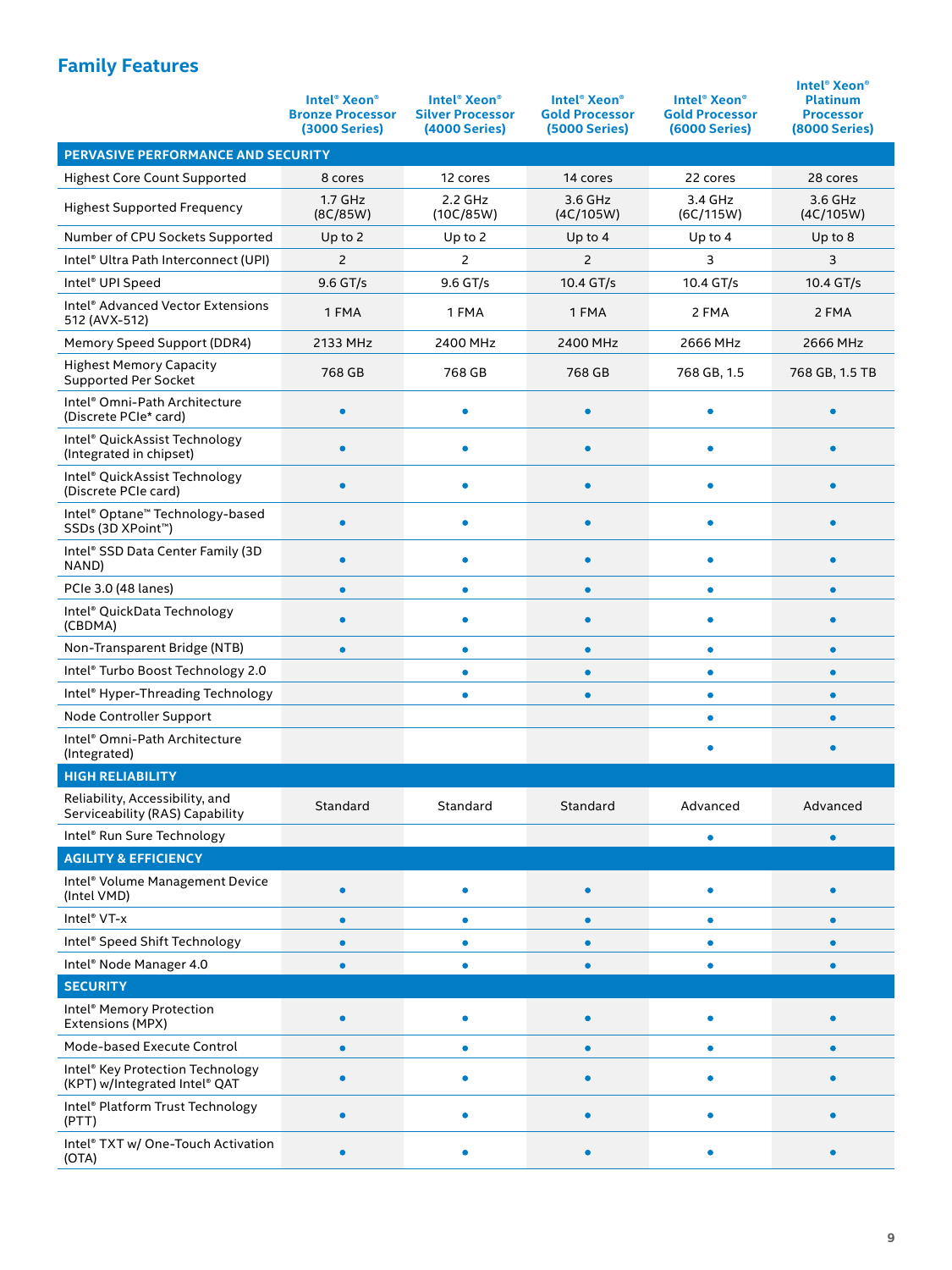## Family Features

| | Intel® Xeon® Bronze Processor (3000 Series) | Intel® Xeon® Silver Processor (4000 Series) | Intel® Xeon® Gold Processor (5000 Series) | Intel® Xeon® Gold Processor (6000 Series) | Intel® Xeon® Platinum Processor (8000 Series) |
|---|---|---|---|---|---|
| **PERVASIVE PERFORMANCE AND SECURITY** | | | | | |
| Highest Core Count Supported | 8 cores | 12 cores | 14 cores | 22 cores | 28 cores |
| Highest Supported Frequency | 1.7 GHz (8C/85W) | 2.2 GHz (10C/85W) | 3.6 GHz (4C/105W) | 3.4 GHz (6C/115W) | 3.6 GHz (4C/105W) |
| Number of CPU Sockets Supported | Up to 2 | Up to 2 | Up to 4 | Up to 4 | Up to 8 |
| Intel® Ultra Path Interconnect (UPI) | 2 | 2 | 2 | 3 | 3 |
| Intel® UPI Speed | 9.6 GT/s | 9.6 GT/s | 10.4 GT/s | 10.4 GT/s | 10.4 GT/s |
| Intel® Advanced Vector Extensions 512 (AVX-512) | 1 FMA | 1 FMA | 1 FMA | 2 FMA | 2 FMA |
| Memory Speed Support (DDR4) | 2133 MHz | 2400 MHz | 2400 MHz | 2666 MHz | 2666 MHz |
| Highest Memory Capacity Supported Per Socket | 768 GB | 768 GB | 768 GB | 768 GB, 1.5 | 768 GB, 1.5 TB |
| Intel® Omni-Path Architecture (Discrete PCIe* card) | • | • | • | • | • |
| Intel® QuickAssist Technology (Integrated in chipset) | • | • | • | • | • |
| Intel® QuickAssist Technology (Discrete PCIe card) | • | • | • | • | • |
| Intel® Optane™ Technology-based SSDs (3D XPoint™) | • | • | • | • | • |
| Intel® SSD Data Center Family (3D NAND) | • | • | • | • | • |
| PCIe 3.0 (48 lanes) | • | • | • | • | • |
| Intel® QuickData Technology (CBDMA) | • | • | • | • | • |
| Non-Transparent Bridge (NTB) | • | • | • | • | • |
| Intel® Turbo Boost Technology 2.0 | | • | • | • | • |
| Intel® Hyper-Threading Technology | | • | • | • | • |
| Node Controller Support | | | | • | • |
| Intel® Omni-Path Architecture (Integrated) | | | | • | • |
| **HIGH RELIABILITY** | | | | | |
| Reliability, Accessibility, and Serviceability (RAS) Capability | Standard | Standard | Standard | Advanced | Advanced |
| Intel® Run Sure Technology | | | | • | • |
| **AGILITY & EFFICIENCY** | | | | | |
| Intel® Volume Management Device (Intel VMD) | • | • | • | • | • |
| Intel® VT-x | • | • | • | • | • |
| Intel® Speed Shift Technology | • | • | • | • | • |
| Intel® Node Manager 4.0 | • | • | • | • | • |
| **SECURITY** | | | | | |
| Intel® Memory Protection Extensions (MPX) | • | • | • | • | • |
| Mode-based Execute Control | • | • | • | • | • |
| Intel® Key Protection Technology (KPT) w/Integrated Intel® QAT | • | • | • | • | • |
| Intel® Platform Trust Technology (PTT) | • | • | • | • | • |
| Intel® TXT w/ One-Touch Activation (OTA) | • | • | • | • | • |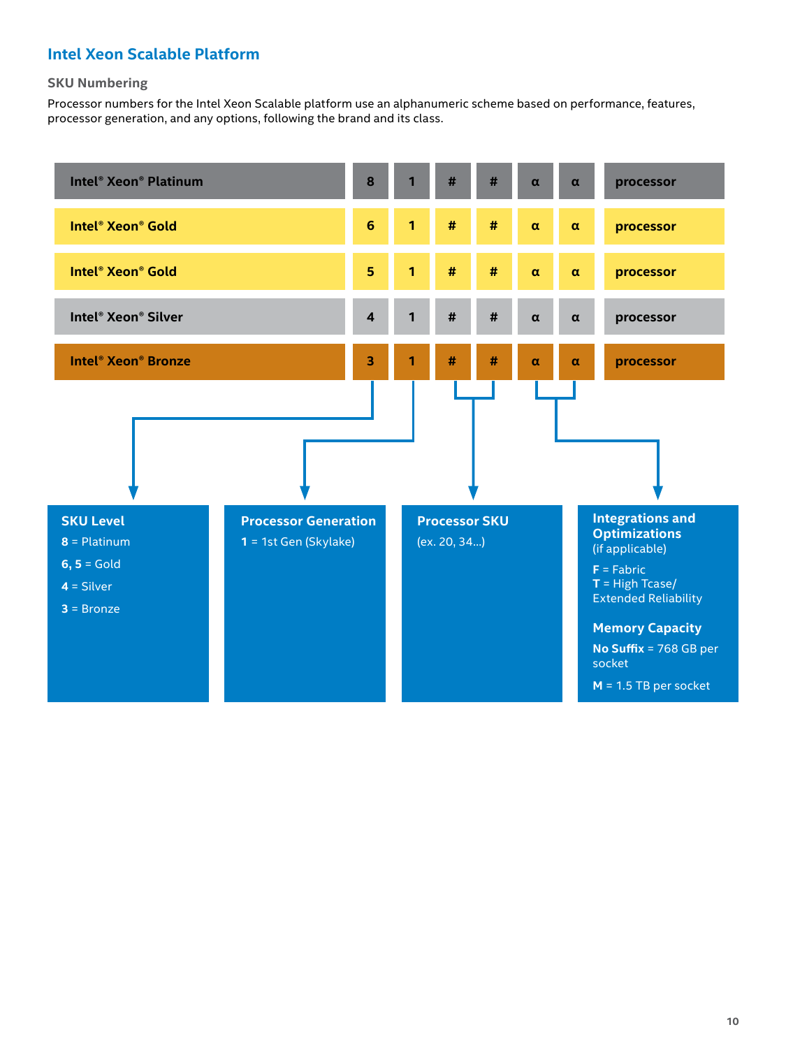## Intel Xeon Scalable Platform

### SKU Numbering

Processor numbers for the Intel Xeon Scalable platform use an alphanumeric scheme based on performance, features, processor generation, and any options, following the brand and its class.

| Brand | | | | | | | |
|---|---|---|---|---|---|---|---|
| Intel® Xeon® Platinum | 8 | 1 | # | # | α | α | processor |
| Intel® Xeon® Gold | 6 | 1 | # | # | α | α | processor |
| Intel® Xeon® Gold | 5 | 1 | # | # | α | α | processor |
| Intel® Xeon® Silver | 4 | 1 | # | # | α | α | processor |
| Intel® Xeon® Bronze | 3 | 1 | # | # | α | α | processor |

**SKU Level**

**8** = Platinum

**6, 5** = Gold

**4** = Silver

**3** = Bronze

**Processor Generation**

**1** = 1st Gen (Skylake)

**Processor SKU**

(ex. 20, 34...)

**Integrations and Optimizations**
(if applicable)

**F** = Fabric
**T** = High Tcase/ Extended Reliability

**Memory Capacity**

**No Suffix** = 768 GB per socket

**M** = 1.5 TB per socket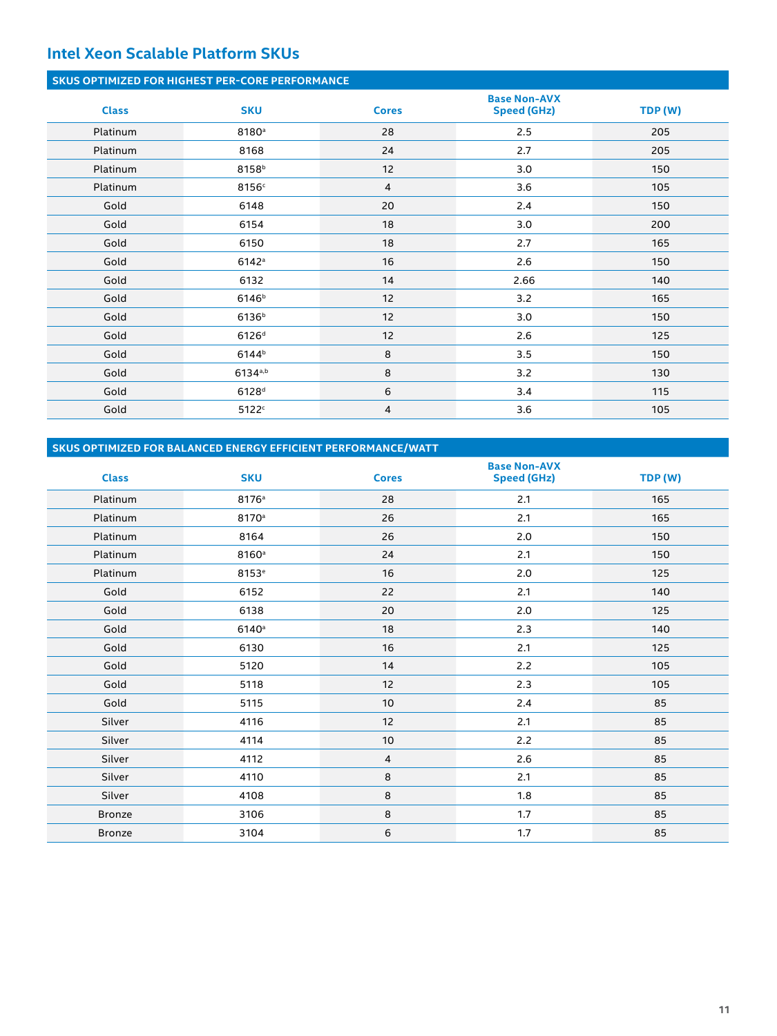## Intel Xeon Scalable Platform SKUs

### SKUS OPTIMIZED FOR HIGHEST PER-CORE PERFORMANCE

| Class | SKU | Cores | Base Non-AVX Speed (GHz) | TDP (W) |
|---|---|---|---|---|
| Platinum | 8180[a] | 28 | 2.5 | 205 |
| Platinum | 8168 | 24 | 2.7 | 205 |
| Platinum | 8158[b] | 12 | 3.0 | 150 |
| Platinum | 8156[c] | 4 | 3.6 | 105 |
| Gold | 6148 | 20 | 2.4 | 150 |
| Gold | 6154 | 18 | 3.0 | 200 |
| Gold | 6150 | 18 | 2.7 | 165 |
| Gold | 6142[a] | 16 | 2.6 | 150 |
| Gold | 6132 | 14 | 2.66 | 140 |
| Gold | 6146[b] | 12 | 3.2 | 165 |
| Gold | 6136[b] | 12 | 3.0 | 150 |
| Gold | 6126[d] | 12 | 2.6 | 125 |
| Gold | 6144[b] | 8 | 3.5 | 150 |
| Gold | 6134[a,b] | 8 | 3.2 | 130 |
| Gold | 6128[d] | 6 | 3.4 | 115 |
| Gold | 5122[c] | 4 | 3.6 | 105 |

### SKUS OPTIMIZED FOR BALANCED ENERGY EFFICIENT PERFORMANCE/WATT

| Class | SKU | Cores | Base Non-AVX Speed (GHz) | TDP (W) |
|---|---|---|---|---|
| Platinum | 8176[a] | 28 | 2.1 | 165 |
| Platinum | 8170[a] | 26 | 2.1 | 165 |
| Platinum | 8164 | 26 | 2.0 | 150 |
| Platinum | 8160[a] | 24 | 2.1 | 150 |
| Platinum | 8153[e] | 16 | 2.0 | 125 |
| Gold | 6152 | 22 | 2.1 | 140 |
| Gold | 6138 | 20 | 2.0 | 125 |
| Gold | 6140[a] | 18 | 2.3 | 140 |
| Gold | 6130 | 16 | 2.1 | 125 |
| Gold | 5120 | 14 | 2.2 | 105 |
| Gold | 5118 | 12 | 2.3 | 105 |
| Gold | 5115 | 10 | 2.4 | 85 |
| Silver | 4116 | 12 | 2.1 | 85 |
| Silver | 4114 | 10 | 2.2 | 85 |
| Silver | 4112 | 4 | 2.6 | 85 |
| Silver | 4110 | 8 | 2.1 | 85 |
| Silver | 4108 | 8 | 1.8 | 85 |
| Bronze | 3106 | 8 | 1.7 | 85 |
| Bronze | 3104 | 6 | 1.7 | 85 |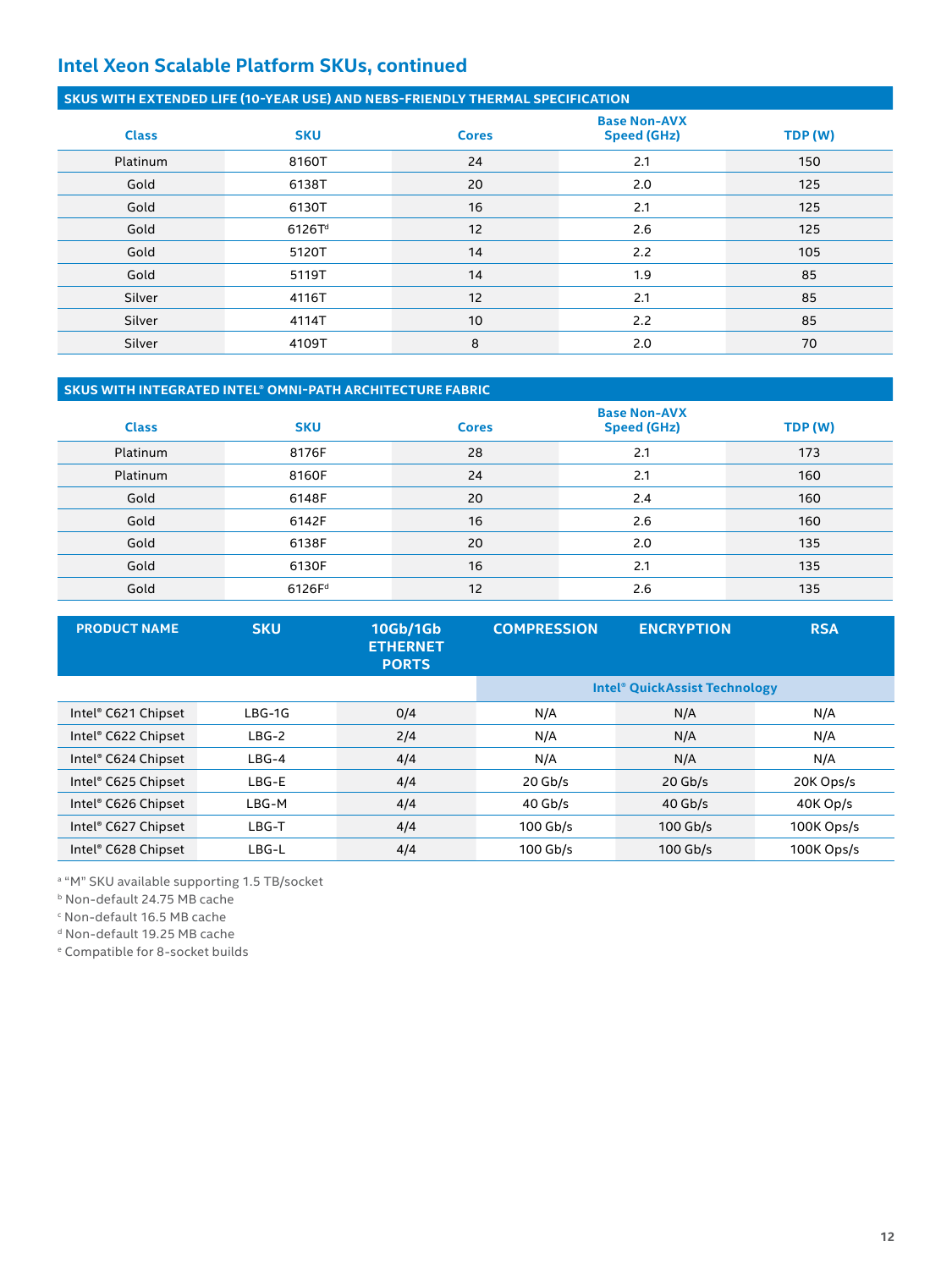## Intel Xeon Scalable Platform SKUs, continued

### SKUS WITH EXTENDED LIFE (10-YEAR USE) AND NEBS-FRIENDLY THERMAL SPECIFICATION

| Class | SKU | Cores | Base Non-AVX Speed (GHz) | TDP (W) |
|---|---|---|---|---|
| Platinum | 8160T | 24 | 2.1 | 150 |
| Gold | 6138T | 20 | 2.0 | 125 |
| Gold | 6130T | 16 | 2.1 | 125 |
| Gold | 6126T[d] | 12 | 2.6 | 125 |
| Gold | 5120T | 14 | 2.2 | 105 |
| Gold | 5119T | 14 | 1.9 | 85 |
| Silver | 4116T | 12 | 2.1 | 85 |
| Silver | 4114T | 10 | 2.2 | 85 |
| Silver | 4109T | 8 | 2.0 | 70 |

### SKUS WITH INTEGRATED INTEL® OMNI-PATH ARCHITECTURE FABRIC

| Class | SKU | Cores | Base Non-AVX Speed (GHz) | TDP (W) |
|---|---|---|---|---|
| Platinum | 8176F | 28 | 2.1 | 173 |
| Platinum | 8160F | 24 | 2.1 | 160 |
| Gold | 6148F | 20 | 2.4 | 160 |
| Gold | 6142F | 16 | 2.6 | 160 |
| Gold | 6138F | 20 | 2.0 | 135 |
| Gold | 6130F | 16 | 2.1 | 135 |
| Gold | 6126F[d] | 12 | 2.6 | 135 |

| PRODUCT NAME | SKU | 10Gb/1Gb ETHERNET PORTS | COMPRESSION | ENCRYPTION | RSA |
|---|---|---|---|---|---|
| | | | Intel® QuickAssist Technology | | |
| Intel® C621 Chipset | LBG-1G | 0/4 | N/A | N/A | N/A |
| Intel® C622 Chipset | LBG-2 | 2/4 | N/A | N/A | N/A |
| Intel® C624 Chipset | LBG-4 | 4/4 | N/A | N/A | N/A |
| Intel® C625 Chipset | LBG-E | 4/4 | 20 Gb/s | 20 Gb/s | 20K Ops/s |
| Intel® C626 Chipset | LBG-M | 4/4 | 40 Gb/s | 40 Gb/s | 40K Op/s |
| Intel® C627 Chipset | LBG-T | 4/4 | 100 Gb/s | 100 Gb/s | 100K Ops/s |
| Intel® C628 Chipset | LBG-L | 4/4 | 100 Gb/s | 100 Gb/s | 100K Ops/s |

[a] "M" SKU available supporting 1.5 TB/socket
[b] Non-default 24.75 MB cache
[c] Non-default 16.5 MB cache
[d] Non-default 19.25 MB cache
[e] Compatible for 8-socket builds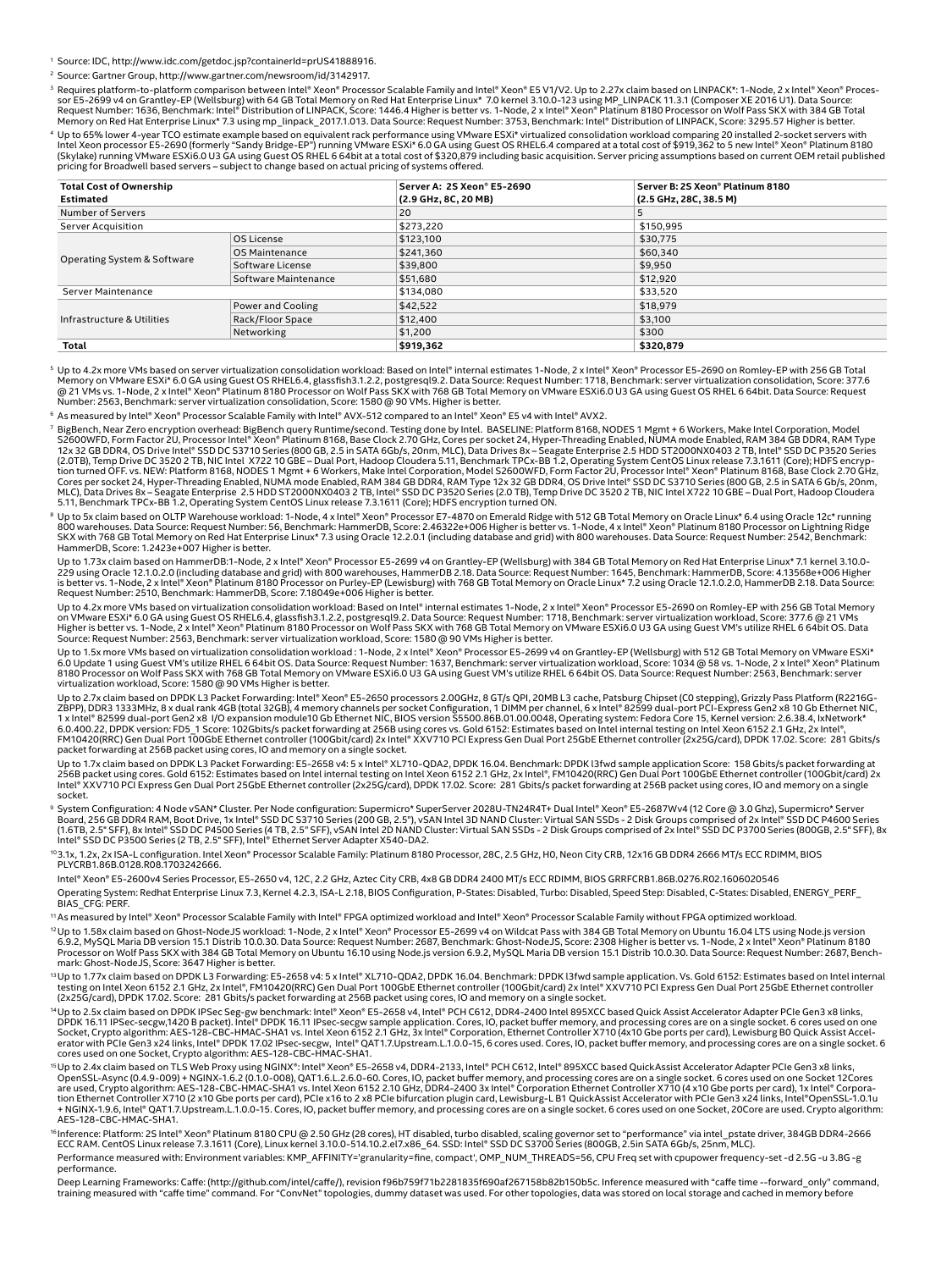[1] Source: IDC, http://www.idc.com/getdoc.jsp?containerId=prUS41888916.

[2] Source: Gartner Group, http://www.gartner.com/newsroom/id/3142917.

[3] Requires platform-to-platform comparison between Intel® Xeon® Processor Scalable Family and Intel® Xeon® E5 V1/V2. Up to 2.27x claim based on LINPACK*: 1-Node, 2 x Intel® Xeon® Processor E5-2699 v4 on Grantley-EP (Wellsburg) with 64 GB Total Memory on Red Hat Enterprise Linux* 7.0 kernel 3.10.0-123 using MP_LINPACK 11.3.1 (Composer XE 2016 U1). Data Source: Request Number: 1636, Benchmark: Intel® Distribution of LINPACK, Score: 1446.4 Higher is better vs. 1-Node, 2 x Intel® Xeon® Platinum 8180 Processor on Wolf Pass SKX with 384 GB Total Memory on Red Hat Enterprise Linux* 7.3 using mp_linpack_2017.1.013. Data Source: Request Number: 3753, Benchmark: Intel® Distribution of LINPACK, Score: 3295.57 Higher is better.

[4] Up to 65% lower 4-year TCO estimate example based on equivalent rack performance using VMware ESXi* virtualized consolidation workload comparing 20 installed 2-socket servers with Intel Xeon processor E5-2690 (formerly "Sandy Bridge-EP") running VMware ESXi* 6.0 GA using Guest OS RHEL6.4 compared at a total cost of $919,362 to 5 new Intel® Xeon® Platinum 8180 (Skylake) running VMware ESXi6.0 U3 GA using Guest OS RHEL 6 64bit at a total cost of $320,879 including basic acquisition. Server pricing assumptions based on current OEM retail published pricing for Broadwell based servers – subject to change based on actual pricing of systems offered.

| **Total Cost of Ownership Estimated** | | **Server A: 2S Xeon® E5-2690 (2.9 GHz, 8C, 20 MB)** | **Server B: 2S Xeon® Platinum 8180 (2.5 GHz, 28C, 38.5 M)** |
|---|---|---|---|
| Number of Servers | | 20 | 5 |
| Server Acquisition | | $273,220 | $150,995 |
| Operating System & Software | OS License | $123,100 | $30,775 |
| | OS Maintenance | $241,360 | $60,340 |
| | Software License | $39,800 | $9,950 |
| | Software Maintenance | $51,680 | $12,920 |
| Server Maintenance | | $134,080 | $33,520 |
| Infrastructure & Utilities | Power and Cooling | $42,522 | $18,979 |
| | Rack/Floor Space | $12,400 | $3,100 |
| | Networking | $1,200 | $300 |
| **Total** | | **$919,362** | **$320,879** |

[5] Up to 4.2x more VMs based on server virtualization consolidation workload: Based on Intel® internal estimates 1-Node, 2 x Intel® Xeon® Processor E5-2690 on Romley-EP with 256 GB Total Memory on VMware ESXi* 6.0 GA using Guest OS RHEL6.4, glassfish3.1.2.2, postgresql9.2. Data Source: Request Number: 1718, Benchmark: server virtualization consolidation, Score: 377.6 @ 21 VMs vs. 1-Node, 2 x Intel® Xeon® Platinum 8180 Processor on Wolf Pass SKX with 768 GB Total Memory on VMware ESXi6.0 U3 GA using Guest OS RHEL 6 64bit. Data Source: Request Number: 2563, Benchmark: server virtualization consolidation, Score: 1580 @ 90 VMs. Higher is better.

[6] As measured by Intel® Xeon® Processor Scalable Family with Intel® AVX-512 compared to an Intel® Xeon® E5 v4 with Intel® AVX2.

[7] BigBench, Near Zero encryption overhead: BigBench query Runtime/second. Testing done by Intel. BASELINE: Platform 8168, NODES 1 Mgmt + 6 Workers, Make Intel Corporation, Model S2600WFD, Form Factor 2U, Processor Intel® Xeon® Platinum 8168, Base Clock 2.70 GHz, Cores per socket 24, Hyper-Threading Enabled, NUMA mode Enabled, RAM 384 GB DDR4, RAM Type 12x 32 GB DDR4, OS Drive Intel® SSD DC S3710 Series (800 GB, 2.5 in SATA 6Gb/s, 20nm, MLC), Data Drives 8x – Seagate Enterprise 2.5 HDD ST2000NX0403 2 TB, Intel® SSD DC P3520 Series (2.0TB), Temp Drive DC 3520 2 TB, NIC Intel X722 10 GBE – Dual Port, Hadoop Cloudera 5.11, Benchmark TPCx-BB 1.2, Operating System CentOS Linux release 7.3.1611 (Core); HDFS encryption turned OFF. vs. NEW: Platform 8168, NODES 1 Mgmt + 6 Workers, Make Intel Corporation, Model S2600WFD, Form Factor 2U, Processor Intel® Xeon® Platinum 8168, Base Clock 2.70 GHz, Cores per socket 24, Hyper-Threading Enabled, NUMA mode Enabled, RAM 384 GB DDR4, RAM Type 12x 32 GB DDR4, OS Drive Intel® SSD DC S3710 Series (800 GB, 2.5 in SATA 6 Gb/s, 20nm, MLC), Data Drives 8x – Seagate Enterprise 2.5 HDD ST2000NX0403 2 TB, Intel® SSD DC P3520 Series (2.0 TB), Temp Drive DC 3520 2 TB, NIC Intel X722 10 GBE – Dual Port, Hadoop Cloudera 5.11, Benchmark TPCx-BB 1.2, Operating System CentOS Linux release 7.3.1611 (Core); HDFS encryption turned ON.

[8] Up to 5x claim based on OLTP Warehouse workload: 1-Node, 4 x Intel® Xeon® Processor E7-4870 on Emerald Ridge with 512 GB Total Memory on Oracle Linux* 6.4 using Oracle 12c* running 800 warehouses. Data Source: Request Number: 56, Benchmark: HammerDB, Score: 2.46322e+006 Higher is better vs. 1-Node, 4 x Intel® Xeon® Platinum 8180 Processor on Lightning Ridge SKX with 768 GB Total Memory on Red Hat Enterprise Linux* 7.3 using Oracle 12.2.0.1 (including database and grid) with 800 warehouses. Data Source: Request Number: 2542, Benchmark: HammerDB, Score: 1.2423e+007 Higher is better.

Up to 1.73x claim based on HammerDB:1-Node, 2 x Intel® Xeon® Processor E5-2699 v4 on Grantley-EP (Wellsburg) with 384 GB Total Memory on Red Hat Enterprise Linux* 7.1 kernel 3.10.0-229 using Oracle 12.1.0.2.0 (including database and grid) with 800 warehouses, HammerDB 2.18. Data Source: Request Number: 1645, Benchmark: HammerDB, Score: 4.13568e+006 Higher is better vs. 1-Node, 2 x Intel® Xeon® Platinum 8180 Processor on Purley-EP (Lewisburg) with 768 GB Total Memory on Oracle Linux* 7.2 using Oracle 12.1.0.2.0, HammerDB 2.18. Data Source: Request Number: 2510, Benchmark: HammerDB, Score: 7.18049e+006 Higher is better.

Up to 4.2x more VMs based on virtualization consolidation workload: Based on Intel® internal estimates 1-Node, 2 x Intel® Xeon® Processor E5-2690 on Romley-EP with 256 GB Total Memory on VMware ESXi* 6.0 GA using Guest OS RHEL6.4, glassfish3.1.2.2, postgresql9.2. Data Source: Request Number: 1718, Benchmark: server virtualization workload, Score: 377.6 @ 21 VMs Higher is better vs. 1-Node, 2 x Intel® Xeon® Platinum 8180 Processor on Wolf Pass SKX with 768 GB Total Memory on VMware ESXi6.0 U3 GA using Guest VM's utilize RHEL 6 64bit OS. Data Source: Request Number: 2563, Benchmark: server virtualization workload, Score: 1580 @ 90 VMs Higher is better.

Up to 1.5x more VMs based on virtualization consolidation workload : 1-Node, 2 x Intel® Xeon® Processor E5-2699 v4 on Grantley-EP (Wellsburg) with 512 GB Total Memory on VMware ESXi* 6.0 Update 1 using Guest VM's utilize RHEL 6 64bit OS. Data Source: Request Number: 1637, Benchmark: server virtualization workload, Score: 1034 @ 58 vs. 1-Node, 2 x Intel® Xeon® Platinum 8180 Processor on Wolf Pass SKX with 768 GB Total Memory on VMware ESXi6.0 U3 GA using Guest VM's utilize RHEL 6 64bit OS. Data Source: Request Number: 2563, Benchmark: server virtualization workload, Score: 1580 @ 90 VMs Higher is better.

Up to 2.7x claim based on DPDK L3 Packet Forwarding: Intel® Xeon® E5-2650 processors 2.00GHz, 8 GT/s QPI, 20MB L3 cache, Patsburg Chipset (C0 stepping), Grizzly Pass Platform (R2216G-ZBPP), DDR3 1333MHz, 8 x dual rank 4GB (total 32GB), 4 memory channels per socket Configuration, 1 DIMM per channel, 6 x Intel® 82599 dual-port PCI-Express Gen2 x8 10 Gb Ethernet NIC, 1 x Intel® 82599 dual-port Gen2 x8 I/O expansion module10 Gb Ethernet NIC, BIOS version S5500.86B.01.00.0048, Operating system: Fedora Core 15, Kernel version: 2.6.38.4, IxNetwork* 6.0.400.22, DPDK version: FD5_1 Score: 102Gbits/s packet forwarding at 256B using cores vs. Gold 6152: Estimates based on Intel internal testing on Intel Xeon 6152 2.1 GHz, 2x Intel®, FM10420(RRC) Gen Dual Port 100GbE Ethernet controller (100Gbit/card) 2x Intel® XXV710 PCI Express Gen Dual Port 25GbE Ethernet controller (2x25G/card), DPDK 17.02. Score: 281 Gbits/s packet forwarding at 256B packet using cores, IO and memory on a single socket.

Up to 1.7x claim based on DPDK L3 Packet Forwarding: E5-2658 v4: 5 x Intel® XL710-QDA2, DPDK 16.04. Benchmark: DPDK l3fwd sample application Score: 158 Gbits/s packet forwarding at 256B packet using cores. Gold 6152: Estimates based on Intel internal testing on Intel Xeon 6152 2.1 GHz, 2x Intel®, FM10420(RRC) Gen Dual Port 100GbE Ethernet controller (100Gbit/card) 2x Intel® XXV710 PCI Express Gen Dual Port 25GbE Ethernet controller (2x25G/card), DPDK 17.02. Score: 281 Gbits/s packet forwarding at 256B packet using cores, IO and memory on a single socket.

[9] System Configuration: 4 Node vSAN* Cluster. Per Node configuration: Supermicro* SuperServer 2028U-TN24R4T+ Dual Intel® Xeon® E5-2687Wv4 (12 Core @ 3.0 Ghz), Supermicro* Server Board, 256 GB DDR4 RAM, Boot Drive, 1x Intel® SSD DC S3710 Series (200 GB, 2.5"), vSAN Intel 3D NAND Cluster: Virtual SAN SSDs - 2 Disk Groups comprised of 2x Intel® SSD DC P4600 Series (1.6TB, 2.5" SFF), 8x Intel® SSD DC P4500 Series (4 TB, 2.5" SFF), vSAN Intel 2D NAND Cluster: Virtual SAN SSDs - 2 Disk Groups comprised of 2x Intel® SSD DC P3700 Series (800GB, 2.5" SFF), 8x Intel® SSD DC P3500 Series (2 TB, 2.5" SFF), Intel® Ethernet Server Adapter X540-DA2.

[10] 3.1x, 1.2x, 2x ISA-L configuration. Intel Xeon® Processor Scalable Family: Platinum 8180 Processor, 28C, 2.5 GHz, H0, Neon City CRB, 12x16 GB DDR4 2666 MT/s ECC RDIMM, BIOS PLYCRB1.86B.0128.R08.1703242666.

Intel® Xeon® E5-2600v4 Series Processor, E5-2650 v4, 12C, 2.2 GHz, Aztec City CRB, 4x8 GB DDR4 2400 MT/s ECC RDIMM, BIOS GRRFCRB1.86B.0276.R02.1606020546

Operating System: Redhat Enterprise Linux 7.3, Kernel 4.2.3, ISA-L 2.18, BIOS Configuration, P-States: Disabled, Turbo: Disabled, Speed Step: Disabled, C-States: Disabled, ENERGY_PERF_BIAS_CFG: PERF.

[11] As measured by Intel® Xeon® Processor Scalable Family with Intel® FPGA optimized workload and Intel® Xeon® Processor Scalable Family without FPGA optimized workload.

[12] Up to 1.58x claim based on Ghost-NodeJS workload: 1-Node, 2 x Intel® Xeon® Processor E5-2699 v4 on Wildcat Pass with 384 GB Total Memory on Ubuntu 16.04 LTS using Node.js version 6.9.2, MySQL Maria DB version 15.1 Distrib 10.0.30. Data Source: Request Number: 2687, Benchmark: Ghost-NodeJS, Score: 2308 Higher is better vs. 1-Node, 2 x Intel® Xeon® Platinum 8180 Processor on Wolf Pass SKX with 384 GB Total Memory on Ubuntu 16.10 using Node.js version 6.9.2, MySQL Maria DB version 15.1 Distrib 10.0.30. Data Source: Request Number: 2687, Benchmark: Ghost-NodeJS, Score: 3647 Higher is better.

[13] Up to 1.77x claim based on DPDK L3 Forwarding: E5-2658 v4: 5 x Intel® XL710-QDA2, DPDK 16.04. Benchmark: DPDK l3fwd sample application. Vs. Gold 6152: Estimates based on Intel internal testing on Intel Xeon 6152 2.1 GHz, 2x Intel®, FM10420(RRC) Gen Dual Port 100GbE Ethernet controller (100Gbit/card) 2x Intel® XXV710 PCI Express Gen Dual Port 25GbE Ethernet controller (2x25G/card), DPDK 17.02. Score: 281 Gbits/s packet forwarding at 256B packet using cores, IO and memory on a single socket.

[14] Up to 2.5x claim based on DPDK IPSec Seg-gw benchmark: Intel® Xeon® E5-2658 v4, Intel® PCH C612, DDR4-2400 Intel 895XCC based Quick Assist Accelerator Adapter PCIe Gen3 x8 links, DPDK 16.11 IPSec-secgw,1420 B packet). Intel® DPDK 16.11 IPsec-secgw sample application. Cores, IO, packet buffer memory, and processing cores are on a single socket. 6 cores used on one Socket, Crypto algorithm: AES-128-CBC-HMAC-SHA1 vs. Intel Xeon 6152 2.1 GHz, 3x Intel® Corporation, Ethernet Controller X710 (4x10 Gbe ports per card), Lewisburg B0 Quick Assist Accelerator with PCIe Gen3 x24 links, Intel® DPDK 17.02 IPsec-secgw, Intel® QAT1.7.Upstream.L.1.0.0-15, 6 cores used. Cores, IO, packet buffer memory, and processing cores are on a single socket. 6 cores used on one Socket, Crypto algorithm: AES-128-CBC-HMAC-SHA1.

[15] Up to 2.4x claim based on TLS Web Proxy using NGINX*: Intel® Xeon® E5-2658 v4, DDR4-2133, Intel® PCH C612, Intel® 895XCC based QuickAssist Accelerator Adapter PCIe Gen3 x8 links, OpenSSL-Async (0.4.9-009) + NGINX-1.6.2 (0.1.0-008), QAT1.6.L.2.6.0-60. Cores, IO, packet buffer memory, and processing cores are on a single socket. 6 cores used on one Socket 12Cores are used, Crypto algorithm: AES-128-CBC-HMAC-SHA1 vs. Intel Xeon 6152 2.10 GHz, DDR4-2400 3x Intel® Corporation Ethernet Controller X710 (4 x10 Gbe ports per card), 1x Intel® Corporation Ethernet Controller X710 (2 x10 Gbe ports per card), PCIe x16 to 2 x8 PCIe bifurcation plugin card, Lewisburg-L B1 QuickAssist Accelerator with PCIe Gen3 x24 links, Intel®OpenSSL-1.0.1u + NGINX-1.9.6, Intel® QAT1.7.Upstream.L.1.0.0-15. Cores, IO, packet buffer memory, and processing cores are on a single socket. 6 cores used on one Socket, 20Core are used. Crypto algorithm: AES-128-CBC-HMAC-SHA1.

[16] Inference: Platform: 2S Intel® Xeon® Platinum 8180 CPU @ 2.50 GHz (28 cores), HT disabled, turbo disabled, scaling governor set to "performance" via intel_pstate driver, 384GB DDR4-2666 ECC RAM. CentOS Linux release 7.3.1611 (Core), Linux kernel 3.10.0-514.10.2.el7.x86_64. SSD: Intel® SSD DC S3700 Series (800GB, 2.5in SATA 6Gb/s, 25nm, MLC).

Performance measured with: Environment variables: KMP_AFFINITY='granularity=fine, compact', OMP_NUM_THREADS=56, CPU Freq set with cpupower frequency-set -d 2.5G -u 3.8G -g performance.

Deep Learning Frameworks: Caffe: (http://github.com/intel/caffe/), revision f96b759f71b2281835f690af267158b82b150b5c. Inference measured with "caffe time --forward_only" command, training measured with "caffe time" command. For "ConvNet" topologies, dummy dataset was used. For other topologies, data was stored on local storage and cached in memory before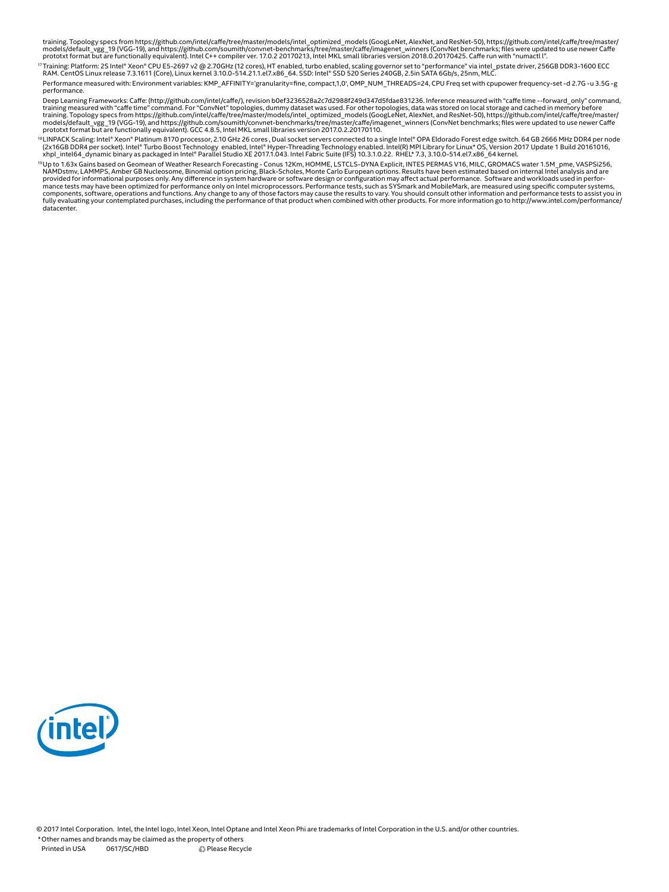training. Topology specs from https://github.com/intel/caffe/tree/master/models/intel_optimized_models (GoogLeNet, AlexNet, and ResNet-50), https://github.com/intel/caffe/tree/master/models/default_vgg_19 (VGG-19), and https://github.com/soumith/convnet-benchmarks/tree/master/caffe/imagenet_winners (ConvNet benchmarks; files were updated to use newer Caffe prototxt format but are functionally equivalent). Intel C++ compiler ver. 17.0.2 20170213, Intel MKL small libraries version 2018.0.20170425. Caffe run with "numactl l".

[17] Training: Platform: 2S Intel® Xeon® CPU E5-2697 v2 @ 2.70GHz (12 cores), HT enabled, turbo enabled, scaling governor set to "performance" via intel_pstate driver, 256GB DDR3-1600 ECC RAM. CentOS Linux release 7.3.1611 (Core), Linux kernel 3.10.0-514.21.1.el7.x86_64. SSD: Intel® SSD 520 Series 240GB, 2.5in SATA 6Gb/s, 25nm, MLC.

Performance measured with: Environment variables: KMP_AFFINITY='granularity=fine, compact,1,0', OMP_NUM_THREADS=24, CPU Freq set with cpupower frequency-set -d 2.7G -u 3.5G -g performance.

Deep Learning Frameworks: Caffe: (http://github.com/intel/caffe/), revision b0ef3236528a2c7d2988f249d347d5fdae831236. Inference measured with "caffe time --forward_only" command, training measured with "caffe time" command. For "ConvNet" topologies, dummy dataset was used. For other topologies, data was stored on local storage and cached in memory before training. Topology specs from https://github.com/intel/caffe/tree/master/models/intel_optimized_models (GoogLeNet, AlexNet, and ResNet-50), https://github.com/intel/caffe/tree/master/models/default_vgg_19 (VGG-19), and https://github.com/soumith/convnet-benchmarks/tree/master/caffe/imagenet_winners (ConvNet benchmarks; files were updated to use newer Caffe prototxt format but are functionally equivalent). GCC 4.8.5, Intel MKL small libraries version 2017.0.2.20170110.

[18] LINPACK Scaling: Intel® Xeon® Platinum 8170 processor, 2.10 GHz 26 cores , Dual socket servers connected to a single Intel® OPA Eldorado Forest edge switch. 64 GB 2666 MHz DDR4 per node (2x16GB DDR4 per socket). Intel® Turbo Boost Technology enabled, Intel® Hyper-Threading Technology enabled. Intel(R) MPI Library for Linux* OS, Version 2017 Update 1 Build 20161016, xhpl_intel64_dynamic binary as packaged in Intel® Parallel Studio XE 2017.1.043. Intel Fabric Suite (IFS) 10.3.1.0.22. RHEL* 7.3, 3.10.0-514.el7.x86_64 kernel.

[19] Up to 1.63x Gains based on Geomean of Weather Research Forecasting - Conus 12Km, HOMME, LSTCLS-DYNA Explicit, INTES PERMAS V16, MILC, GROMACS water 1.5M_pme, VASPSi256, NAMDstmv, LAMMPS, Amber GB Nucleosome, Binomial option pricing, Black-Scholes, Monte Carlo European options. Results have been estimated based on internal Intel analysis and are provided for informational purposes only. Any difference in system hardware or software design or configuration may affect actual performance. Software and workloads used in performance tests may have been optimized for performance only on Intel microprocessors. Performance tests, such as SYSmark and MobileMark, are measured using specific computer systems, components, software, operations and functions. Any change to any of those factors may cause the results to vary. You should consult other information and performance tests to assist you in fully evaluating your contemplated purchases, including the performance of that product when combined with other products. For more information go to http://www.intel.com/performance/datacenter.

intel

© 2017 Intel Corporation. Intel, the Intel logo, Intel Xeon, Intel Optane and Intel Xeon Phi are trademarks of Intel Corporation in the U.S. and/or other countries.

*Other names and brands may be claimed as the property of others

Printed in USA 0617/SC/HBD Please Recycle